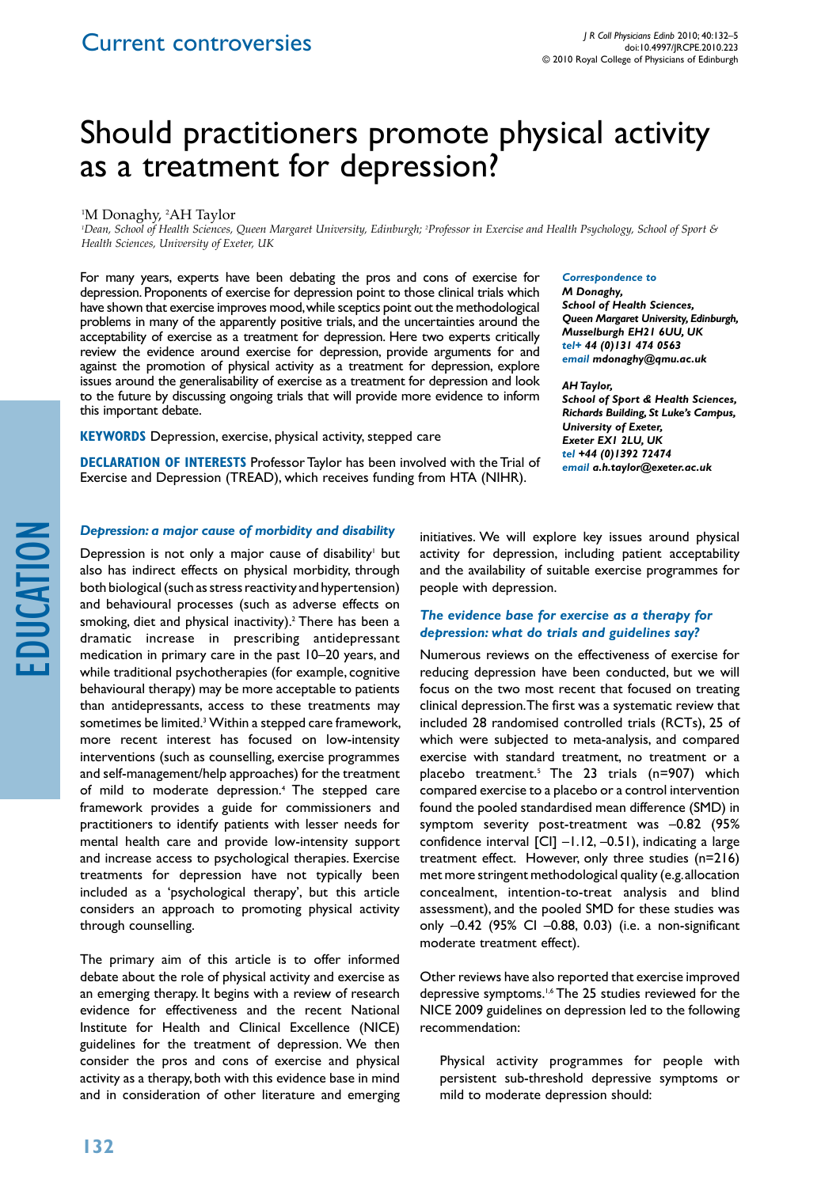Current controversies

# Should practitioners promote physical activity as a treatment for depression?

[1]M Donaghy, [2]AH Taylor

*[1]Dean, School of Health Sciences, Queen Margaret University, Edinburgh; [2]Professor in Exercise and Health Psychology, School of Sport & Health Sciences, University of Exeter, UK*

For many years, experts have been debating the pros and cons of exercise for depression. Proponents of exercise for depression point to those clinical trials which have shown that exercise improves mood, while sceptics point out the methodological problems in many of the apparently positive trials, and the uncertainties around the acceptability of exercise as a treatment for depression. Here two experts critically review the evidence around exercise for depression, provide arguments for and against the promotion of physical activity as a treatment for depression, explore issues around the generalisability of exercise as a treatment for depression and look to the future by discussing ongoing trials that will provide more evidence to inform this important debate.

**KEYWORDS** Depression, exercise, physical activity, stepped care

**DECLARATION OF INTERESTS** Professor Taylor has been involved with the Trial of Exercise and Depression (TREAD), which receives funding from HTA (NIHR).

***Correspondence to***
***M Donaghy,***
***School of Health Sciences,***
***Queen Margaret University, Edinburgh,***
***Musselburgh EH21 6UU, UK***
***tel+ 44 (0)131 474 0563***
***email mdonaghy@qmu.ac.uk***

***AH Taylor,***
***School of Sport & Health Sciences,***
***Richards Building, St Luke's Campus,***
***University of Exeter,***
***Exeter EX1 2LU, UK***
***tel +44 (0)1392 72474***
***email a.h.taylor@exeter.ac.uk***

### *Depression: a major cause of morbidity and disability*

Depression is not only a major cause of disability[1] but also has indirect effects on physical morbidity, through both biological (such as stress reactivity and hypertension) and behavioural processes (such as adverse effects on smoking, diet and physical inactivity).[2] There has been a dramatic increase in prescribing antidepressant medication in primary care in the past 10–20 years, and while traditional psychotherapies (for example, cognitive behavioural therapy) may be more acceptable to patients than antidepressants, access to these treatments may sometimes be limited.[3] Within a stepped care framework, more recent interest has focused on low-intensity interventions (such as counselling, exercise programmes and self-management/help approaches) for the treatment of mild to moderate depression.[4] The stepped care framework provides a guide for commissioners and practitioners to identify patients with lesser needs for mental health care and provide low-intensity support and increase access to psychological therapies. Exercise treatments for depression have not typically been included as a 'psychological therapy', but this article considers an approach to promoting physical activity through counselling.

The primary aim of this article is to offer informed debate about the role of physical activity and exercise as an emerging therapy. It begins with a review of research evidence for effectiveness and the recent National Institute for Health and Clinical Excellence (NICE) guidelines for the treatment of depression. We then consider the pros and cons of exercise and physical activity as a therapy, both with this evidence base in mind and in consideration of other literature and emerging initiatives. We will explore key issues around physical activity for depression, including patient acceptability and the availability of suitable exercise programmes for people with depression.

### *The evidence base for exercise as a therapy for depression: what do trials and guidelines say?*

Numerous reviews on the effectiveness of exercise for reducing depression have been conducted, but we will focus on the two most recent that focused on treating clinical depression. The first was a systematic review that included 28 randomised controlled trials (RCTs), 25 of which were subjected to meta-analysis, and compared exercise with standard treatment, no treatment or a placebo treatment.[5] The 23 trials (n=907) which compared exercise to a placebo or a control intervention found the pooled standardised mean difference (SMD) in symptom severity post-treatment was –0.82 (95% confidence interval [CI] –1.12, –0.51), indicating a large treatment effect. However, only three studies (n=216) met more stringent methodological quality (e.g. allocation concealment, intention-to-treat analysis and blind assessment), and the pooled SMD for these studies was only –0.42 (95% CI –0.88, 0.03) (i.e. a non-significant moderate treatment effect).

Other reviews have also reported that exercise improved depressive symptoms.[1,6] The 25 studies reviewed for the NICE 2009 guidelines on depression led to the following recommendation:

> Physical activity programmes for people with persistent sub-threshold depressive symptoms or mild to moderate depression should: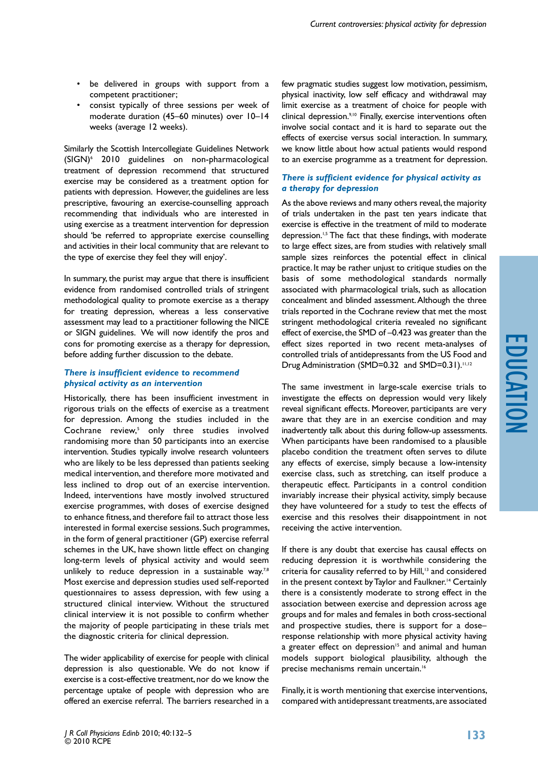- be delivered in groups with support from a competent practitioner;
- consist typically of three sessions per week of moderate duration (45–60 minutes) over 10–14 weeks (average 12 weeks).

Similarly the Scottish Intercollegiate Guidelines Network (SIGN)[6] 2010 guidelines on non-pharmacological treatment of depression recommend that structured exercise may be considered as a treatment option for patients with depression. However, the guidelines are less prescriptive, favouring an exercise-counselling approach recommending that individuals who are interested in using exercise as a treatment intervention for depression should 'be referred to appropriate exercise counselling and activities in their local community that are relevant to the type of exercise they feel they will enjoy'.

In summary, the purist may argue that there is insufficient evidence from randomised controlled trials of stringent methodological quality to promote exercise as a therapy for treating depression, whereas a less conservative assessment may lead to a practitioner following the NICE or SIGN guidelines. We will now identify the pros and cons for promoting exercise as a therapy for depression, before adding further discussion to the debate.

### *There is insufficient evidence to recommend physical activity as an intervention*

Historically, there has been insufficient investment in rigorous trials on the effects of exercise as a treatment for depression. Among the studies included in the Cochrane review,[5] only three studies involved randomising more than 50 participants into an exercise intervention. Studies typically involve research volunteers who are likely to be less depressed than patients seeking medical intervention, and therefore more motivated and less inclined to drop out of an exercise intervention. Indeed, interventions have mostly involved structured exercise programmes, with doses of exercise designed to enhance fitness, and therefore fail to attract those less interested in formal exercise sessions. Such programmes, in the form of general practitioner (GP) exercise referral schemes in the UK, have shown little effect on changing long-term levels of physical activity and would seem unlikely to reduce depression in a sustainable way.[7,8] Most exercise and depression studies used self-reported questionnaires to assess depression, with few using a structured clinical interview. Without the structured clinical interview it is not possible to confirm whether the majority of people participating in these trials met the diagnostic criteria for clinical depression.

The wider applicability of exercise for people with clinical depression is also questionable. We do not know if exercise is a cost-effective treatment, nor do we know the percentage uptake of people with depression who are offered an exercise referral. The barriers researched in a few pragmatic studies suggest low motivation, pessimism, physical inactivity, low self efficacy and withdrawal may limit exercise as a treatment of choice for people with clinical depression.[9,10] Finally, exercise interventions often involve social contact and it is hard to separate out the effects of exercise versus social interaction. In summary, we know little about how actual patients would respond to an exercise programme as a treatment for depression.

### *There is sufficient evidence for physical activity as a therapy for depression*

As the above reviews and many others reveal, the majority of trials undertaken in the past ten years indicate that exercise is effective in the treatment of mild to moderate depression.[1,5] The fact that these findings, with moderate to large effect sizes, are from studies with relatively small sample sizes reinforces the potential effect in clinical practice. It may be rather unjust to critique studies on the basis of some methodological standards normally associated with pharmacological trials, such as allocation concealment and blinded assessment. Although the three trials reported in the Cochrane review that met the most stringent methodological criteria revealed no significant effect of exercise, the SMD of –0.423 was greater than the effect sizes reported in two recent meta-analyses of controlled trials of antidepressants from the US Food and Drug Administration (SMD=0.32 and SMD=0.31).[11,12]

The same investment in large-scale exercise trials to investigate the effects on depression would very likely reveal significant effects. Moreover, participants are very aware that they are in an exercise condition and may inadvertently talk about this during follow-up assessments. When participants have been randomised to a plausible placebo condition the treatment often serves to dilute any effects of exercise, simply because a low-intensity exercise class, such as stretching, can itself produce a therapeutic effect. Participants in a control condition invariably increase their physical activity, simply because they have volunteered for a study to test the effects of exercise and this resolves their disappointment in not receiving the active intervention.

If there is any doubt that exercise has causal effects on reducing depression it is worthwhile considering the criteria for causality referred to by Hill,[13] and considered in the present context by Taylor and Faulkner.[14] Certainly there is a consistently moderate to strong effect in the association between exercise and depression across age groups and for males and females in both cross-sectional and prospective studies, there is support for a dose–response relationship with more physical activity having a greater effect on depression[15] and animal and human models support biological plausibility, although the precise mechanisms remain uncertain.[16]

Finally, it is worth mentioning that exercise interventions, compared with antidepressant treatments, are associated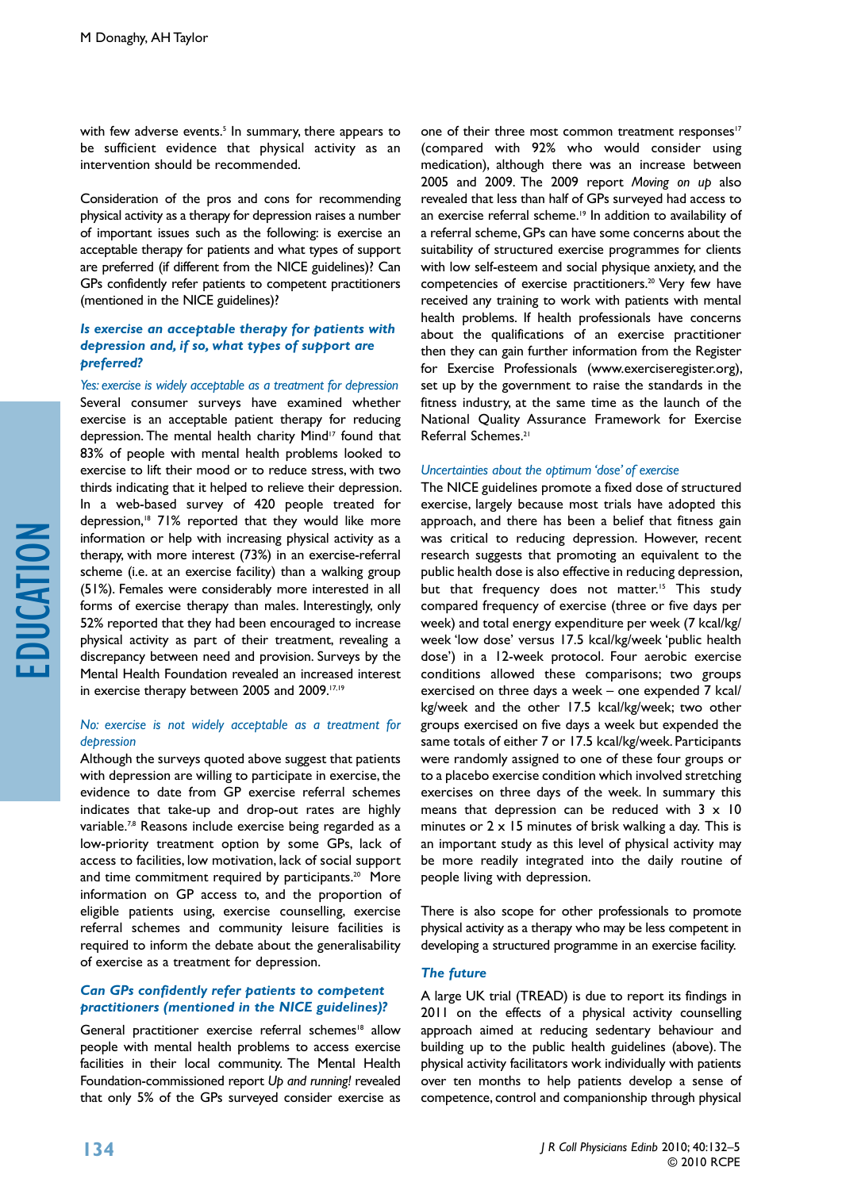with few adverse events.[5] In summary, there appears to be sufficient evidence that physical activity as an intervention should be recommended.

Consideration of the pros and cons for recommending physical activity as a therapy for depression raises a number of important issues such as the following: is exercise an acceptable therapy for patients and what types of support are preferred (if different from the NICE guidelines)? Can GPs confidently refer patients to competent practitioners (mentioned in the NICE guidelines)?

### *Is exercise an acceptable therapy for patients with depression and, if so, what types of support are preferred?*

*Yes: exercise is widely acceptable as a treatment for depression*

Several consumer surveys have examined whether exercise is an acceptable patient therapy for reducing depression. The mental health charity Mind[17] found that 83% of people with mental health problems looked to exercise to lift their mood or to reduce stress, with two thirds indicating that it helped to relieve their depression. In a web-based survey of 420 people treated for depression,[18] 71% reported that they would like more information or help with increasing physical activity as a therapy, with more interest (73%) in an exercise-referral scheme (i.e. at an exercise facility) than a walking group (51%). Females were considerably more interested in all forms of exercise therapy than males. Interestingly, only 52% reported that they had been encouraged to increase physical activity as part of their treatment, revealing a discrepancy between need and provision. Surveys by the Mental Health Foundation revealed an increased interest in exercise therapy between 2005 and 2009.[17,19]

*No: exercise is not widely acceptable as a treatment for depression*

Although the surveys quoted above suggest that patients with depression are willing to participate in exercise, the evidence to date from GP exercise referral schemes indicates that take-up and drop-out rates are highly variable.[7,8] Reasons include exercise being regarded as a low-priority treatment option by some GPs, lack of access to facilities, low motivation, lack of social support and time commitment required by participants.[20] More information on GP access to, and the proportion of eligible patients using, exercise counselling, exercise referral schemes and community leisure facilities is required to inform the debate about the generalisability of exercise as a treatment for depression.

### *Can GPs confidently refer patients to competent practitioners (mentioned in the NICE guidelines)?*

General practitioner exercise referral schemes[18] allow people with mental health problems to access exercise facilities in their local community. The Mental Health Foundation-commissioned report *Up and running!* revealed that only 5% of the GPs surveyed consider exercise as one of their three most common treatment responses[17] (compared with 92% who would consider using medication), although there was an increase between 2005 and 2009. The 2009 report *Moving on up* also revealed that less than half of GPs surveyed had access to an exercise referral scheme.[19] In addition to availability of a referral scheme, GPs can have some concerns about the suitability of structured exercise programmes for clients with low self-esteem and social physique anxiety, and the competencies of exercise practitioners.[20] Very few have received any training to work with patients with mental health problems. If health professionals have concerns about the qualifications of an exercise practitioner then they can gain further information from the Register for Exercise Professionals (www.exerciseregister.org), set up by the government to raise the standards in the fitness industry, at the same time as the launch of the National Quality Assurance Framework for Exercise Referral Schemes.[21]

*Uncertainties about the optimum 'dose' of exercise*

The NICE guidelines promote a fixed dose of structured exercise, largely because most trials have adopted this approach, and there has been a belief that fitness gain was critical to reducing depression. However, recent research suggests that promoting an equivalent to the public health dose is also effective in reducing depression, but that frequency does not matter.[15] This study compared frequency of exercise (three or five days per week) and total energy expenditure per week (7 kcal/kg/week 'low dose' versus 17.5 kcal/kg/week 'public health dose') in a 12-week protocol. Four aerobic exercise conditions allowed these comparisons; two groups exercised on three days a week – one expended 7 kcal/kg/week and the other 17.5 kcal/kg/week; two other groups exercised on five days a week but expended the same totals of either 7 or 17.5 kcal/kg/week. Participants were randomly assigned to one of these four groups or to a placebo exercise condition which involved stretching exercises on three days of the week. In summary this means that depression can be reduced with 3 x 10 minutes or 2 x 15 minutes of brisk walking a day. This is an important study as this level of physical activity may be more readily integrated into the daily routine of people living with depression.

There is also scope for other professionals to promote physical activity as a therapy who may be less competent in developing a structured programme in an exercise facility.

### *The future*

A large UK trial (TREAD) is due to report its findings in 2011 on the effects of a physical activity counselling approach aimed at reducing sedentary behaviour and building up to the public health guidelines (above). The physical activity facilitators work individually with patients over ten months to help patients develop a sense of competence, control and companionship through physical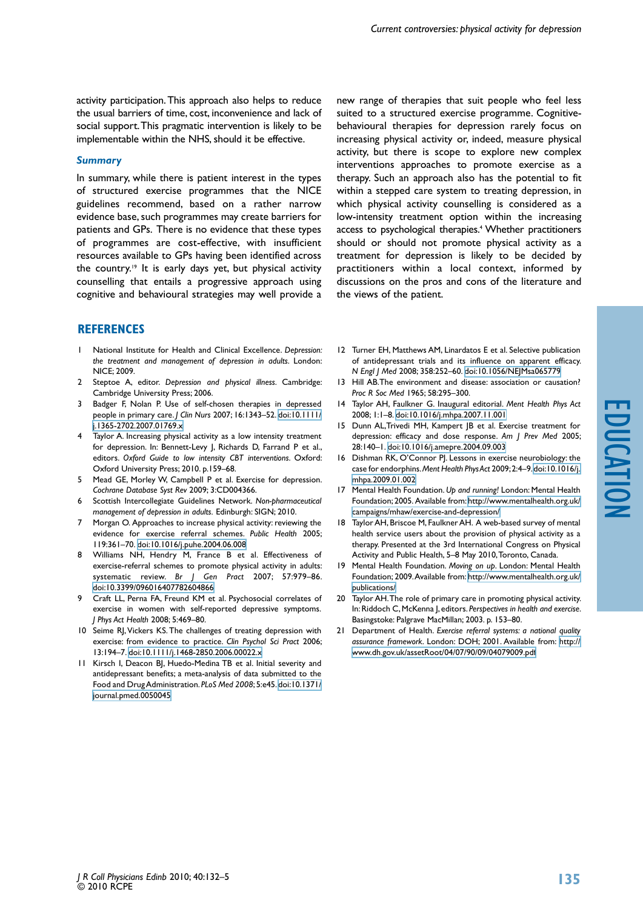activity participation. This approach also helps to reduce the usual barriers of time, cost, inconvenience and lack of social support. This pragmatic intervention is likely to be implementable within the NHS, should it be effective.

### Summary

In summary, while there is patient interest in the types of structured exercise programmes that the NICE guidelines recommend, based on a rather narrow evidence base, such programmes may create barriers for patients and GPs. There is no evidence that these types of programmes are cost-effective, with insufficient resources available to GPs having been identified across the country.[19] It is early days yet, but physical activity counselling that entails a progressive approach using cognitive and behavioural strategies may well provide a new range of therapies that suit people who feel less suited to a structured exercise programme. Cognitive-behavioural therapies for depression rarely focus on increasing physical activity or, indeed, measure physical activity, but there is scope to explore new complex interventions approaches to promote exercise as a therapy. Such an approach also has the potential to fit within a stepped care system to treating depression, in which physical activity counselling is considered as a low-intensity treatment option within the increasing access to psychological therapies.[4] Whether practitioners should or should not promote physical activity as a treatment for depression is likely to be decided by practitioners within a local context, informed by discussions on the pros and cons of the literature and the views of the patient.

## REFERENCES

1. National Institute for Health and Clinical Excellence. *Depression: the treatment and management of depression in adults*. London: NICE; 2009.
2. Steptoe A, editor. *Depression and physical illness*. Cambridge: Cambridge University Press; 2006.
3. Badger F, Nolan P. Use of self-chosen therapies in depressed people in primary care. *J Clin Nurs* 2007; 16:1343–52. doi:10.1111/j.1365-2702.2007.01769.x
4. Taylor A. Increasing physical activity as a low intensity treatment for depression. In: Bennett-Levy J, Richards D, Farrand P et al., editors. *Oxford Guide to low intensity CBT interventions*. Oxford: Oxford University Press; 2010. p.159–68.
5. Mead GE, Morley W, Campbell P et al. Exercise for depression. *Cochrane Database Syst Rev* 2009; 3:CD004366.
6. Scottish Intercollegiate Guidelines Network. *Non-pharmaceutical management of depression in adults*. Edinburgh: SIGN; 2010.
7. Morgan O. Approaches to increase physical activity: reviewing the evidence for exercise referral schemes. *Public Health* 2005; 119:361–70. doi:10.1016/j.puhe.2004.06.008
8. Williams NH, Hendry M, France B et al. Effectiveness of exercise-referral schemes to promote physical activity in adults: systematic review. *Br J Gen Pract* 2007; 57:979–86. doi:10.3399/096016407782604866
9. Craft LL, Perna FA, Freund KM et al. Psychosocial correlates of exercise in women with self-reported depressive symptoms. *J Phys Act Health* 2008; 5:469–80.
10. Seime RJ, Vickers KS. The challenges of treating depression with exercise: from evidence to practice. *Clin Psychol Sci Pract* 2006; 13:194–7. doi:10.1111/j.1468-2850.2006.00022.x
11. Kirsch I, Deacon BJ, Huedo-Medina TB et al. Initial severity and antidepressant benefits; a meta-analysis of data submitted to the Food and Drug Administration. *PLoS Med 2008*; 5:e45. doi:10.1371/journal.pmed.0050045
12. Turner EH, Matthews AM, Linardatos E et al. Selective publication of antidepressant trials and its influence on apparent efficacy. *N Engl J Med* 2008; 358:252–60. doi:10.1056/NEJMsa065779
13. Hill AB. The environment and disease: association or causation? *Proc R Soc Med* 1965; 58:295–300.
14. Taylor AH, Faulkner G. Inaugural editorial. *Ment Health Phys Act* 2008; 1:1–8. doi:10.1016/j.mhpa.2007.11.001
15. Dunn AL, Trivedi MH, Kampert JB et al. Exercise treatment for depression: efficacy and dose response. *Am J Prev Med* 2005; 28:140–1. doi:10.1016/j.amepre.2004.09.003
16. Dishman RK, O'Connor PJ. Lessons in exercise neurobiology: the case for endorphins. *Ment Health Phys Act* 2009; 2:4–9. doi:10.1016/j.mhpa.2009.01.002
17. Mental Health Foundation. *Up and running!* London: Mental Health Foundation; 2005. Available from: http://www.mentalhealth.org.uk/campaigns/mhaw/exercise-and-depression/
18. Taylor AH, Briscoe M, Faulkner AH. A web-based survey of mental health service users about the provision of physical activity as a therapy. Presented at the 3rd International Congress on Physical Activity and Public Health, 5–8 May 2010, Toronto, Canada.
19. Mental Health Foundation. *Moving on up*. London: Mental Health Foundation; 2009. Available from: http://www.mentalhealth.org.uk/publications/
20. Taylor AH. The role of primary care in promoting physical activity. In: Riddoch C, McKenna J, editors. *Perspectives in health and exercise*. Basingstoke: Palgrave MacMillan; 2003. p. 153–80.
21. Department of Health. *Exercise referral systems: a national quality assurance framework*. London: DOH; 2001. Available from: http://www.dh.gov.uk/assetRoot/04/07/90/09/04079009.pdf